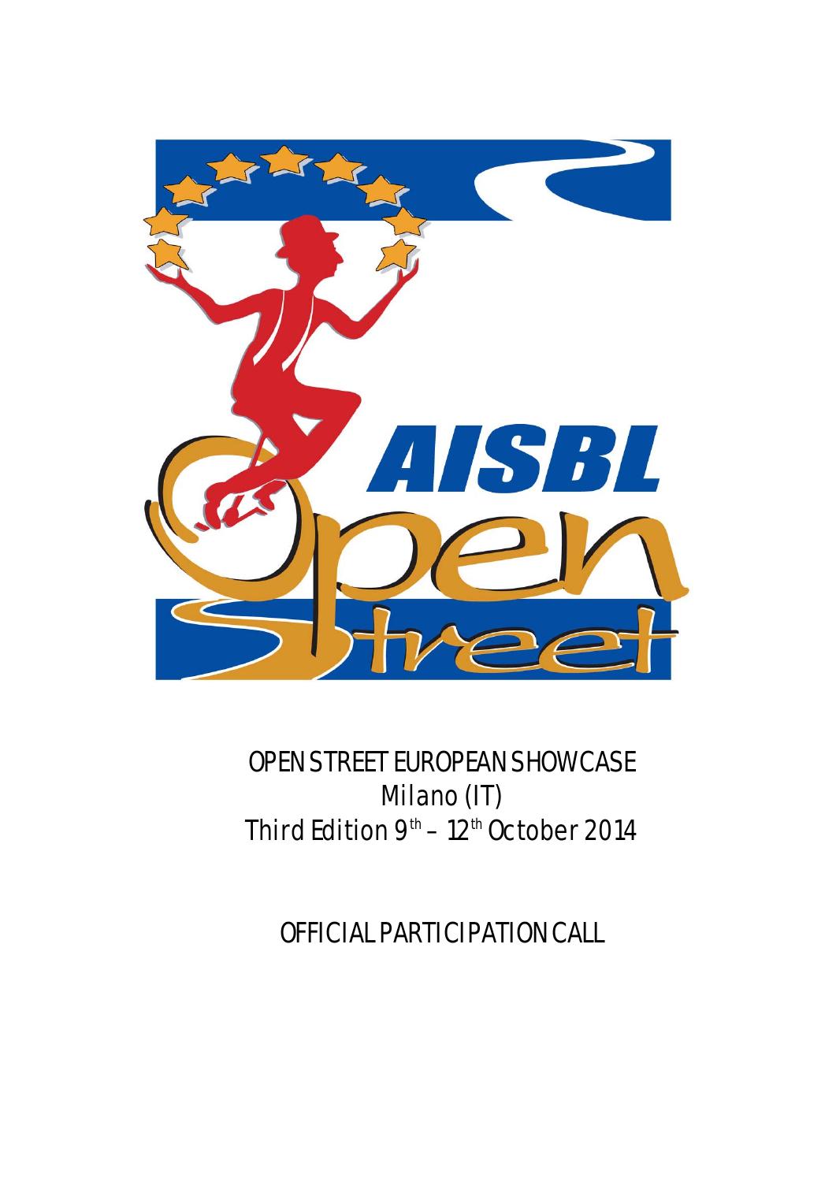# OPEN STREET EUROPEAN SHOWCASE

Milano (IT)

Third Edition 9th – 12th October 2014

## OFFICIAL PARTICIPATION CALL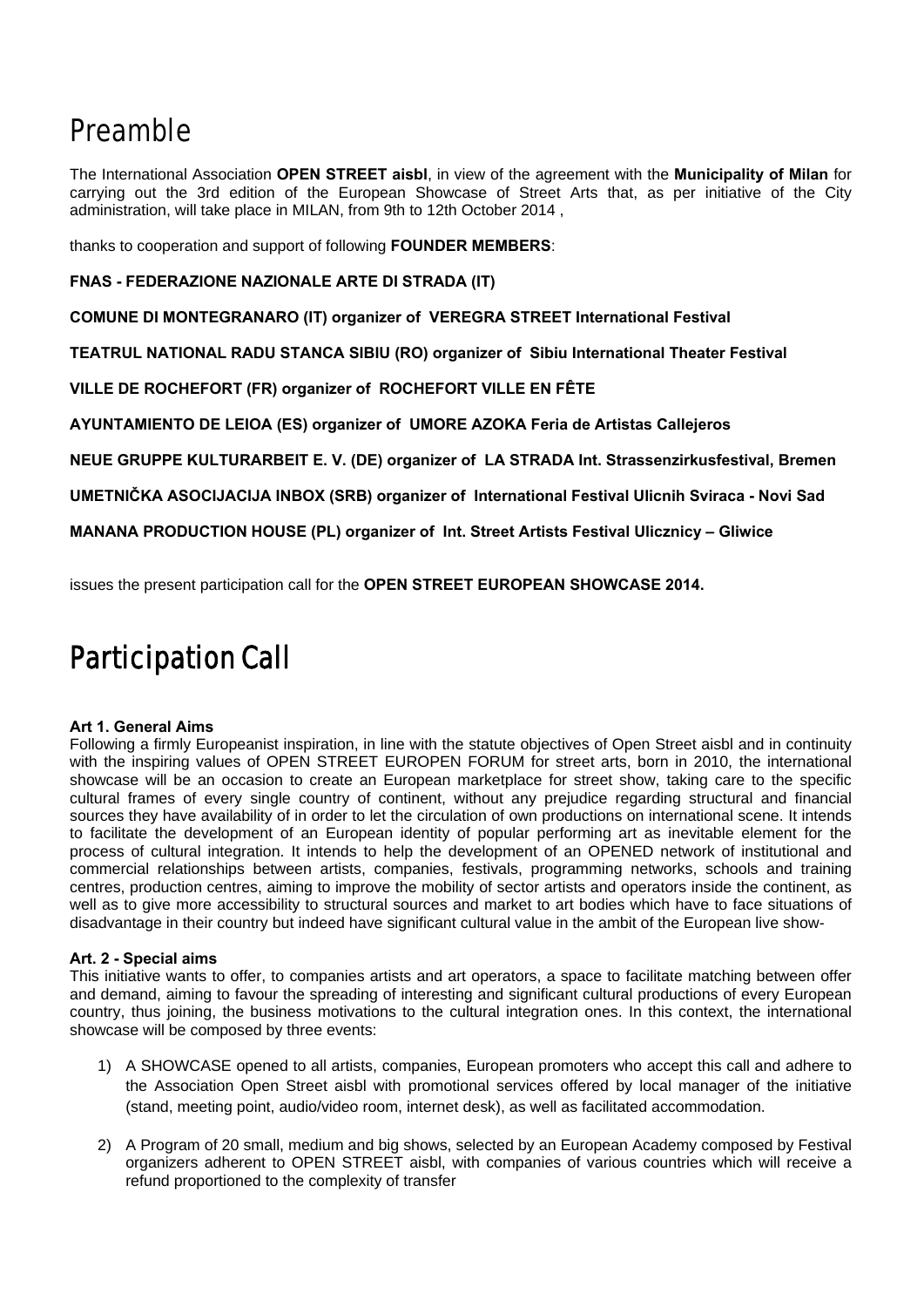# Preamble

The International Association **OPEN STREET aisbl**, in view of the agreement with the **Municipality of Milan** for carrying out the 3rd edition of the European Showcase of Street Arts that, as per initiative of the City administration, will take place in MILAN, from 9th to 12th October 2014 ,

thanks to cooperation and support of following **FOUNDER MEMBERS**:

**FNAS - FEDERAZIONE NAZIONALE ARTE DI STRADA (IT)**

**COMUNE DI MONTEGRANARO (IT) organizer of VEREGRA STREET International Festival**

**TEATRUL NATIONAL RADU STANCA SIBIU (RO) organizer of Sibiu International Theater Festival**

**VILLE DE ROCHEFORT (FR) organizer of ROCHEFORT VILLE EN FÊTE**

**AYUNTAMIENTO DE LEIOA (ES) organizer of UMORE AZOKA Feria de Artistas Callejeros**

**NEUE GRUPPE KULTURARBEIT E. V. (DE) organizer of LA STRADA Int. Strassenzirkusfestival, Bremen**

**UMETNIČKA ASOCIJACIJA INBOX (SRB) organizer of International Festival Ulicnih Sviraca - Novi Sad**

**MANANA PRODUCTION HOUSE (PL) organizer of Int. Street Artists Festival Ulicznicy – Gliwice**

issues the present participation call for the **OPEN STREET EUROPEAN SHOWCASE 2014.**

# Participation Call

**Art 1. General Aims**

Following a firmly Europeanist inspiration, in line with the statute objectives of Open Street aisbl and in continuity with the inspiring values of OPEN STREET EUROPEN FORUM for street arts, born in 2010, the international showcase will be an occasion to create an European marketplace for street show, taking care to the specific cultural frames of every single country of continent, without any prejudice regarding structural and financial sources they have availability of in order to let the circulation of own productions on international scene. It intends to facilitate the development of an European identity of popular performing art as inevitable element for the process of cultural integration. It intends to help the development of an OPENED network of institutional and commercial relationships between artists, companies, festivals, programming networks, schools and training centres, production centres, aiming to improve the mobility of sector artists and operators inside the continent, as well as to give more accessibility to structural sources and market to art bodies which have to face situations of disadvantage in their country but indeed have significant cultural value in the ambit of the European live show-

**Art. 2 - Special aims**

This initiative wants to offer, to companies artists and art operators, a space to facilitate matching between offer and demand, aiming to favour the spreading of interesting and significant cultural productions of every European country, thus joining, the business motivations to the cultural integration ones. In this context, the international showcase will be composed by three events:

1) A SHOWCASE opened to all artists, companies, European promoters who accept this call and adhere to the Association Open Street aisbl with promotional services offered by local manager of the initiative (stand, meeting point, audio/video room, internet desk), as well as facilitated accommodation.

2) A Program of 20 small, medium and big shows, selected by an European Academy composed by Festival organizers adherent to OPEN STREET aisbl, with companies of various countries which will receive a refund proportioned to the complexity of transfer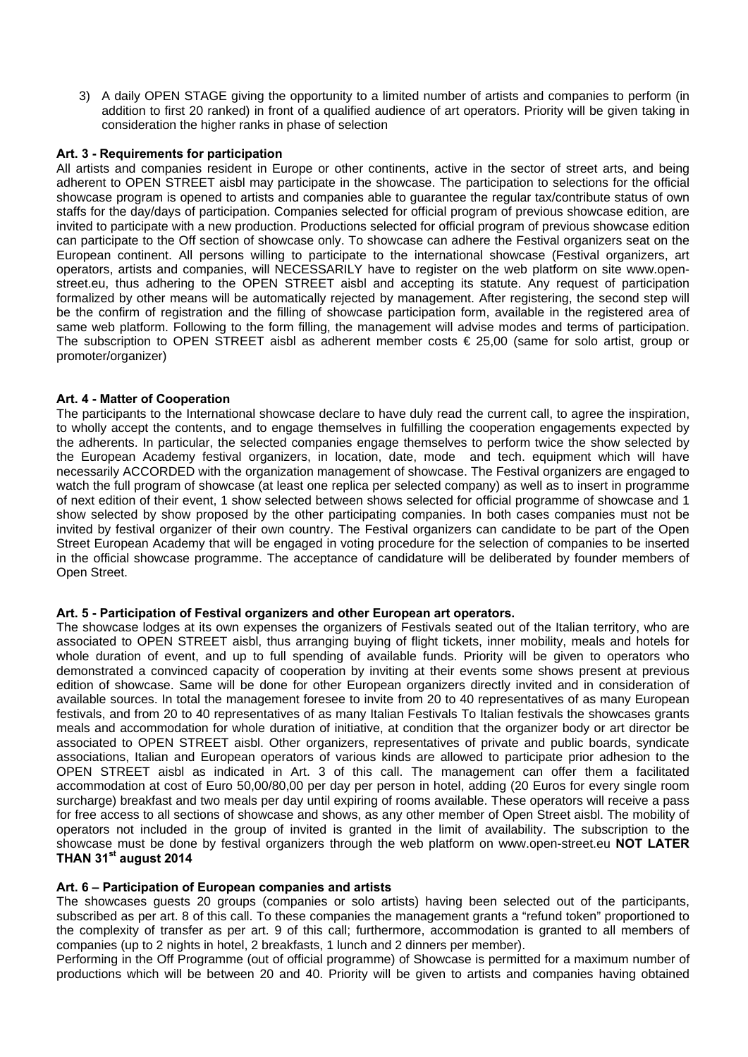3) A daily OPEN STAGE giving the opportunity to a limited number of artists and companies to perform (in addition to first 20 ranked) in front of a qualified audience of art operators. Priority will be given taking in consideration the higher ranks in phase of selection

**Art. 3 - Requirements for participation**

All artists and companies resident in Europe or other continents, active in the sector of street arts, and being adherent to OPEN STREET aisbl may participate in the showcase. The participation to selections for the official showcase program is opened to artists and companies able to guarantee the regular tax/contribute status of own staffs for the day/days of participation. Companies selected for official program of previous showcase edition, are invited to participate with a new production. Productions selected for official program of previous showcase edition can participate to the Off section of showcase only. To showcase can adhere the Festival organizers seat on the European continent. All persons willing to participate to the international showcase (Festival organizers, art operators, artists and companies, will NECESSARILY have to register on the web platform on site www.open-street.eu, thus adhering to the OPEN STREET aisbl and accepting its statute. Any request of participation formalized by other means will be automatically rejected by management. After registering, the second step will be the confirm of registration and the filling of showcase participation form, available in the registered area of same web platform. Following to the form filling, the management will advise modes and terms of participation. The subscription to OPEN STREET aisbl as adherent member costs € 25,00 (same for solo artist, group or promoter/organizer)

**Art. 4 - Matter of Cooperation**

The participants to the International showcase declare to have duly read the current call, to agree the inspiration, to wholly accept the contents, and to engage themselves in fulfilling the cooperation engagements expected by the adherents. In particular, the selected companies engage themselves to perform twice the show selected by the European Academy festival organizers, in location, date, mode and tech. equipment which will have necessarily ACCORDED with the organization management of showcase. The Festival organizers are engaged to watch the full program of showcase (at least one replica per selected company) as well as to insert in programme of next edition of their event, 1 show selected between shows selected for official programme of showcase and 1 show selected by show proposed by the other participating companies. In both cases companies must not be invited by festival organizer of their own country. The Festival organizers can candidate to be part of the Open Street European Academy that will be engaged in voting procedure for the selection of companies to be inserted in the official showcase programme. The acceptance of candidature will be deliberated by founder members of Open Street.

**Art. 5 - Participation of Festival organizers and other European art operators.**

The showcase lodges at its own expenses the organizers of Festivals seated out of the Italian territory, who are associated to OPEN STREET aisbl, thus arranging buying of flight tickets, inner mobility, meals and hotels for whole duration of event, and up to full spending of available funds. Priority will be given to operators who demonstrated a convinced capacity of cooperation by inviting at their events some shows present at previous edition of showcase. Same will be done for other European organizers directly invited and in consideration of available sources. In total the management foresee to invite from 20 to 40 representatives of as many European festivals, and from 20 to 40 representatives of as many Italian Festivals To Italian festivals the showcases grants meals and accommodation for whole duration of initiative, at condition that the organizer body or art director be associated to OPEN STREET aisbl. Other organizers, representatives of private and public boards, syndicate associations, Italian and European operators of various kinds are allowed to participate prior adhesion to the OPEN STREET aisbl as indicated in Art. 3 of this call. The management can offer them a facilitated accommodation at cost of Euro 50,00/80,00 per day per person in hotel, adding (20 Euros for every single room surcharge) breakfast and two meals per day until expiring of rooms available. These operators will receive a pass for free access to all sections of showcase and shows, as any other member of Open Street aisbl. The mobility of operators not included in the group of invited is granted in the limit of availability. The subscription to the showcase must be done by festival organizers through the web platform on www.open-street.eu **NOT LATER THAN 31st august 2014**

**Art. 6 – Participation of European companies and artists**

The showcases guests 20 groups (companies or solo artists) having been selected out of the participants, subscribed as per art. 8 of this call. To these companies the management grants a "refund token" proportioned to the complexity of transfer as per art. 9 of this call; furthermore, accommodation is granted to all members of companies (up to 2 nights in hotel, 2 breakfasts, 1 lunch and 2 dinners per member).

Performing in the Off Programme (out of official programme) of Showcase is permitted for a maximum number of productions which will be between 20 and 40. Priority will be given to artists and companies having obtained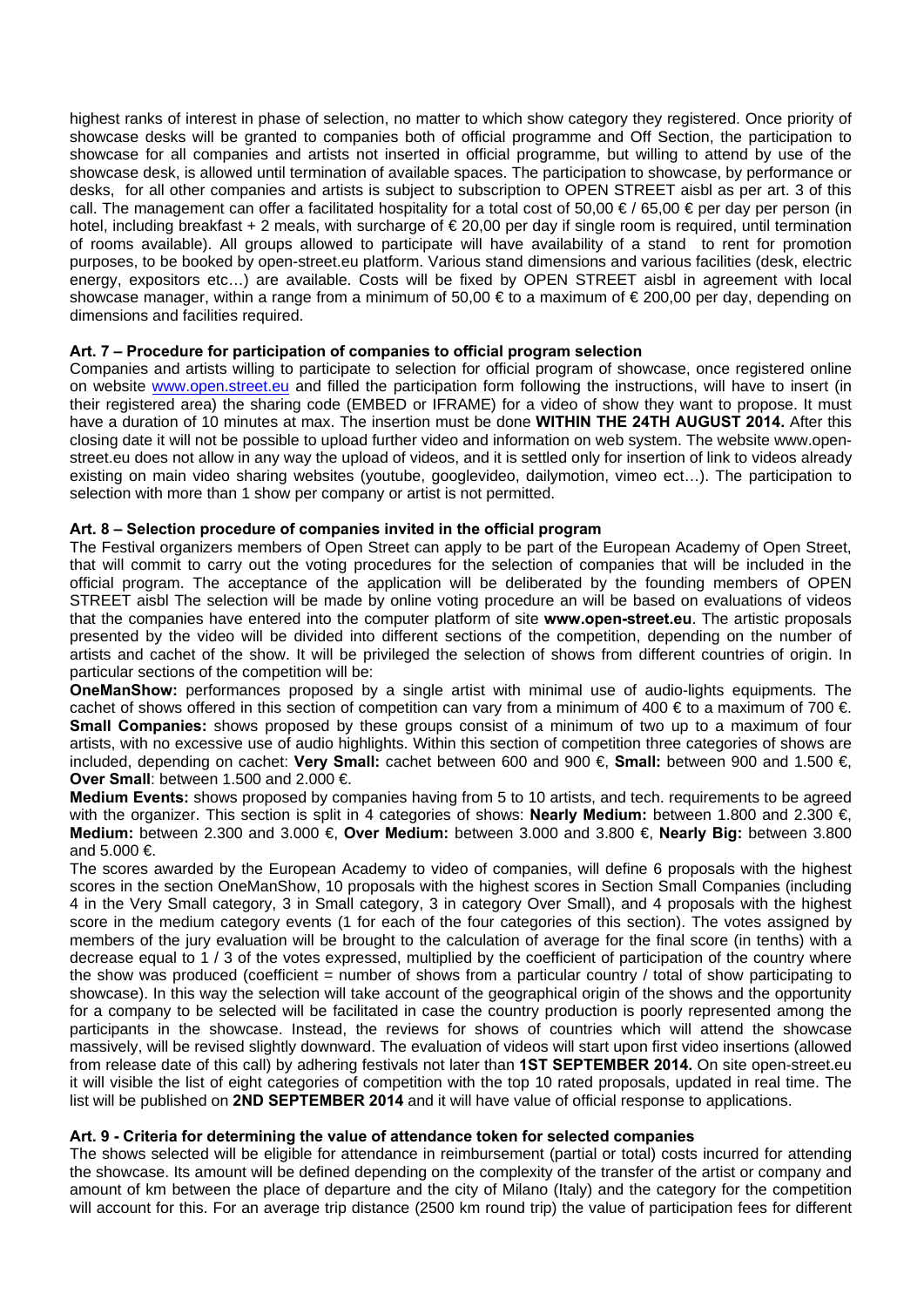highest ranks of interest in phase of selection, no matter to which show category they registered. Once priority of showcase desks will be granted to companies both of official programme and Off Section, the participation to showcase for all companies and artists not inserted in official programme, but willing to attend by use of the showcase desk, is allowed until termination of available spaces. The participation to showcase, by performance or desks, for all other companies and artists is subject to subscription to OPEN STREET aisbl as per art. 3 of this call. The management can offer a facilitated hospitality for a total cost of 50,00 € / 65,00 € per day per person (in hotel, including breakfast + 2 meals, with surcharge of € 20,00 per day if single room is required, until termination of rooms available). All groups allowed to participate will have availability of a stand to rent for promotion purposes, to be booked by open-street.eu platform. Various stand dimensions and various facilities (desk, electric energy, expositors etc…) are available. Costs will be fixed by OPEN STREET aisbl in agreement with local showcase manager, within a range from a minimum of 50,00 € to a maximum of € 200,00 per day, depending on dimensions and facilities required.

**Art. 7 – Procedure for participation of companies to official program selection**

Companies and artists willing to participate to selection for official program of showcase, once registered online on website www.open.street.eu and filled the participation form following the instructions, will have to insert (in their registered area) the sharing code (EMBED or IFRAME) for a video of show they want to propose. It must have a duration of 10 minutes at max. The insertion must be done **WITHIN THE 24TH AUGUST 2014.** After this closing date it will not be possible to upload further video and information on web system. The website www.open-street.eu does not allow in any way the upload of videos, and it is settled only for insertion of link to videos already existing on main video sharing websites (youtube, googlevideo, dailymotion, vimeo ect…). The participation to selection with more than 1 show per company or artist is not permitted.

**Art. 8 – Selection procedure of companies invited in the official program**

The Festival organizers members of Open Street can apply to be part of the European Academy of Open Street, that will commit to carry out the voting procedures for the selection of companies that will be included in the official program. The acceptance of the application will be deliberated by the founding members of OPEN STREET aisbl The selection will be made by online voting procedure an will be based on evaluations of videos that the companies have entered into the computer platform of site **www.open-street.eu**. The artistic proposals presented by the video will be divided into different sections of the competition, depending on the number of artists and cachet of the show. It will be privileged the selection of shows from different countries of origin. In particular sections of the competition will be:

**OneManShow:** performances proposed by a single artist with minimal use of audio-lights equipments. The cachet of shows offered in this section of competition can vary from a minimum of 400 € to a maximum of 700 €.
**Small Companies:** shows proposed by these groups consist of a minimum of two up to a maximum of four artists, with no excessive use of audio highlights. Within this section of competition three categories of shows are included, depending on cachet: **Very Small:** cachet between 600 and 900 €, **Small:** between 900 and 1.500 €, **Over Small**: between 1.500 and 2.000 €.

**Medium Events:** shows proposed by companies having from 5 to 10 artists, and tech. requirements to be agreed with the organizer. This section is split in 4 categories of shows: **Nearly Medium:** between 1.800 and 2.300 €, **Medium:** between 2.300 and 3.000 €, **Over Medium:** between 3.000 and 3.800 €, **Nearly Big:** between 3.800 and 5.000 €.

The scores awarded by the European Academy to video of companies, will define 6 proposals with the highest scores in the section OneManShow, 10 proposals with the highest scores in Section Small Companies (including 4 in the Very Small category, 3 in Small category, 3 in category Over Small), and 4 proposals with the highest score in the medium category events (1 for each of the four categories of this section). The votes assigned by members of the jury evaluation will be brought to the calculation of average for the final score (in tenths) with a decrease equal to 1 / 3 of the votes expressed, multiplied by the coefficient of participation of the country where the show was produced (coefficient = number of shows from a particular country / total of show participating to showcase). In this way the selection will take account of the geographical origin of the shows and the opportunity for a company to be selected will be facilitated in case the country production is poorly represented among the participants in the showcase. Instead, the reviews for shows of countries which will attend the showcase massively, will be revised slightly downward. The evaluation of videos will start upon first video insertions (allowed from release date of this call) by adhering festivals not later than **1ST SEPTEMBER 2014.** On site open-street.eu it will visible the list of eight categories of competition with the top 10 rated proposals, updated in real time. The list will be published on **2ND SEPTEMBER 2014** and it will have value of official response to applications.

**Art. 9 - Criteria for determining the value of attendance token for selected companies**

The shows selected will be eligible for attendance in reimbursement (partial or total) costs incurred for attending the showcase. Its amount will be defined depending on the complexity of the transfer of the artist or company and amount of km between the place of departure and the city of Milano (Italy) and the category for the competition will account for this. For an average trip distance (2500 km round trip) the value of participation fees for different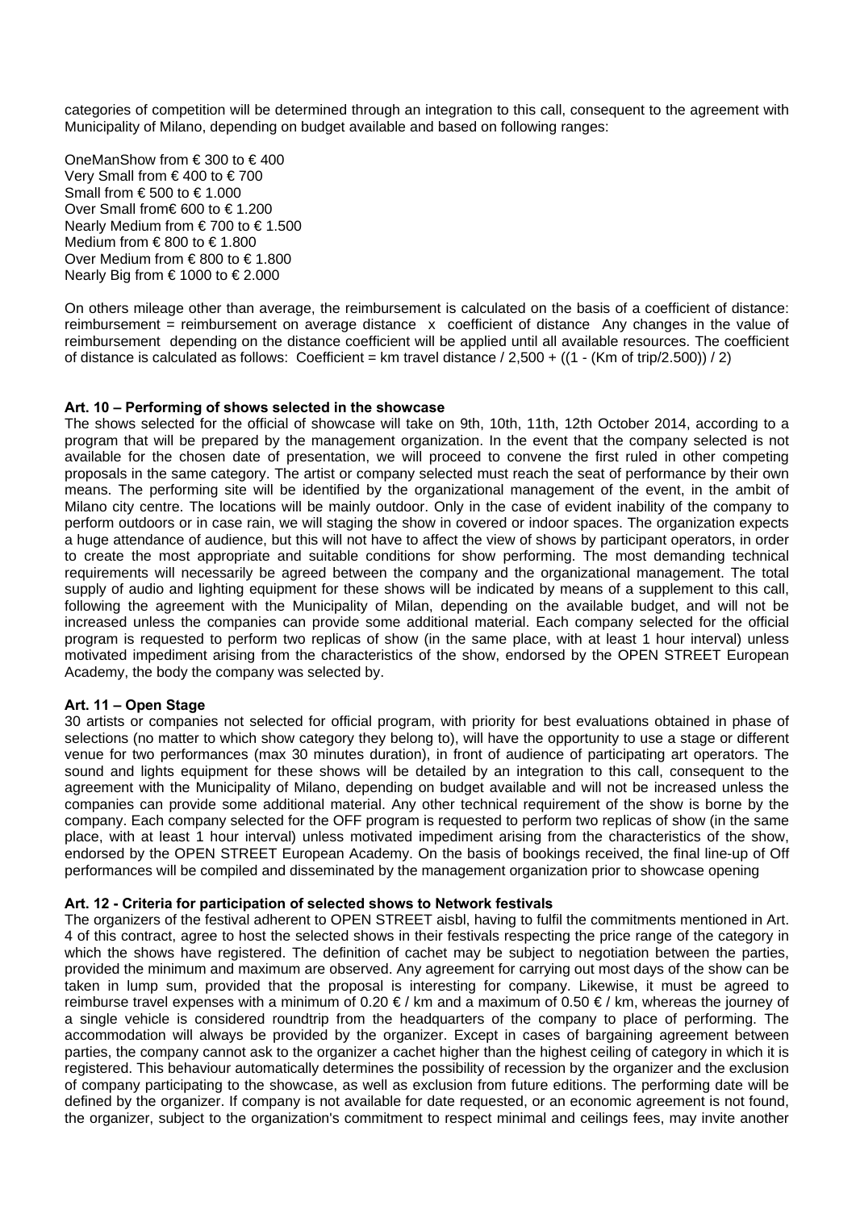categories of competition will be determined through an integration to this call, consequent to the agreement with Municipality of Milano, depending on budget available and based on following ranges:

OneManShow from € 300 to € 400
Very Small from € 400 to € 700
Small from € 500 to € 1.000
Over Small from€ 600 to € 1.200
Nearly Medium from € 700 to € 1.500
Medium from € 800 to € 1.800
Over Medium from € 800 to € 1.800
Nearly Big from € 1000 to € 2.000

On others mileage other than average, the reimbursement is calculated on the basis of a coefficient of distance: reimbursement = reimbursement on average distance x coefficient of distance Any changes in the value of reimbursement depending on the distance coefficient will be applied until all available resources. The coefficient of distance is calculated as follows: Coefficient = km travel distance / 2,500 + ((1 - (Km of trip/2.500)) / 2)

**Art. 10 – Performing of shows selected in the showcase**

The shows selected for the official of showcase will take on 9th, 10th, 11th, 12th October 2014, according to a program that will be prepared by the management organization. In the event that the company selected is not available for the chosen date of presentation, we will proceed to convene the first ruled in other competing proposals in the same category. The artist or company selected must reach the seat of performance by their own means. The performing site will be identified by the organizational management of the event, in the ambit of Milano city centre. The locations will be mainly outdoor. Only in the case of evident inability of the company to perform outdoors or in case rain, we will staging the show in covered or indoor spaces. The organization expects a huge attendance of audience, but this will not have to affect the view of shows by participant operators, in order to create the most appropriate and suitable conditions for show performing. The most demanding technical requirements will necessarily be agreed between the company and the organizational management. The total supply of audio and lighting equipment for these shows will be indicated by means of a supplement to this call, following the agreement with the Municipality of Milan, depending on the available budget, and will not be increased unless the companies can provide some additional material. Each company selected for the official program is requested to perform two replicas of show (in the same place, with at least 1 hour interval) unless motivated impediment arising from the characteristics of the show, endorsed by the OPEN STREET European Academy, the body the company was selected by.

**Art. 11 – Open Stage**

30 artists or companies not selected for official program, with priority for best evaluations obtained in phase of selections (no matter to which show category they belong to), will have the opportunity to use a stage or different venue for two performances (max 30 minutes duration), in front of audience of participating art operators. The sound and lights equipment for these shows will be detailed by an integration to this call, consequent to the agreement with the Municipality of Milano, depending on budget available and will not be increased unless the companies can provide some additional material. Any other technical requirement of the show is borne by the company. Each company selected for the OFF program is requested to perform two replicas of show (in the same place, with at least 1 hour interval) unless motivated impediment arising from the characteristics of the show, endorsed by the OPEN STREET European Academy. On the basis of bookings received, the final line-up of Off performances will be compiled and disseminated by the management organization prior to showcase opening

**Art. 12 - Criteria for participation of selected shows to Network festivals**

The organizers of the festival adherent to OPEN STREET aisbl, having to fulfil the commitments mentioned in Art. 4 of this contract, agree to host the selected shows in their festivals respecting the price range of the category in which the shows have registered. The definition of cachet may be subject to negotiation between the parties, provided the minimum and maximum are observed. Any agreement for carrying out most days of the show can be taken in lump sum, provided that the proposal is interesting for company. Likewise, it must be agreed to reimburse travel expenses with a minimum of 0.20 € / km and a maximum of 0.50 € / km, whereas the journey of a single vehicle is considered roundtrip from the headquarters of the company to place of performing. The accommodation will always be provided by the organizer. Except in cases of bargaining agreement between parties, the company cannot ask to the organizer a cachet higher than the highest ceiling of category in which it is registered. This behaviour automatically determines the possibility of recession by the organizer and the exclusion of company participating to the showcase, as well as exclusion from future editions. The performing date will be defined by the organizer. If company is not available for date requested, or an economic agreement is not found, the organizer, subject to the organization's commitment to respect minimal and ceilings fees, may invite another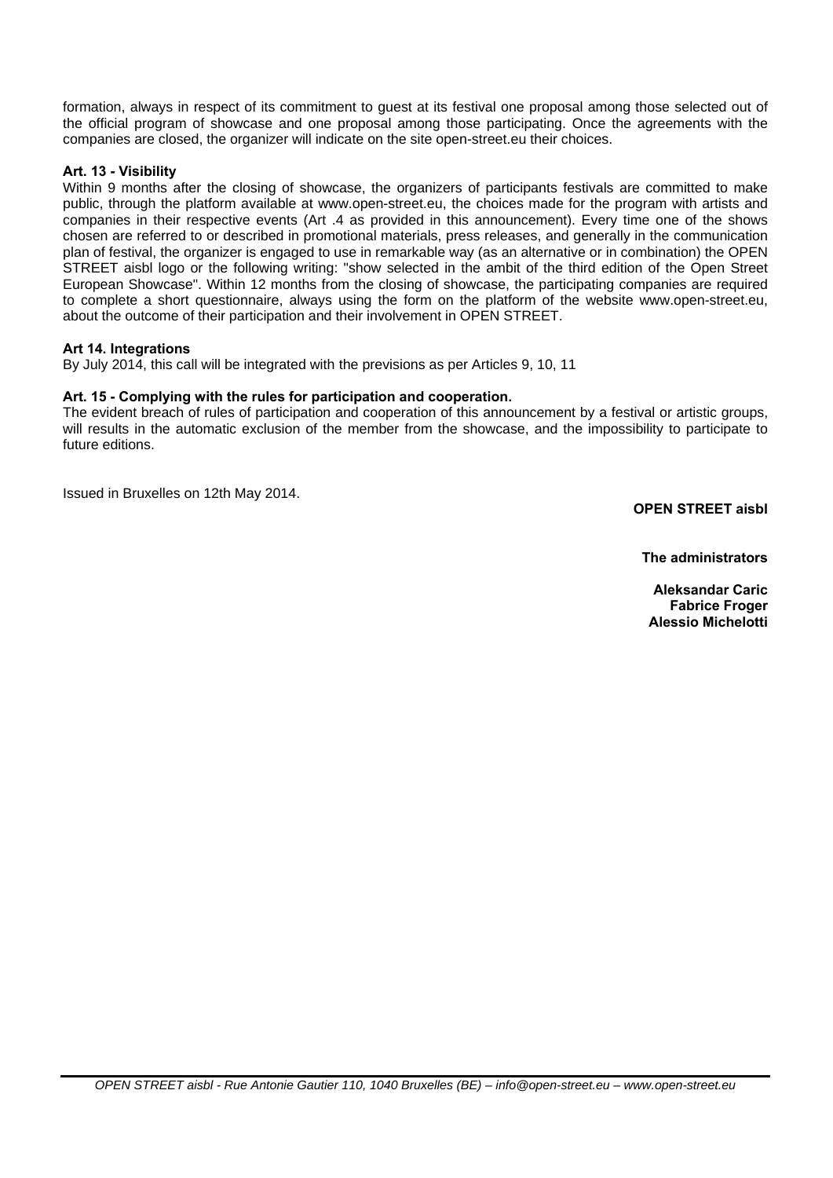formation, always in respect of its commitment to guest at its festival one proposal among those selected out of the official program of showcase and one proposal among those participating. Once the agreements with the companies are closed, the organizer will indicate on the site open-street.eu their choices.

**Art. 13 - Visibility**

Within 9 months after the closing of showcase, the organizers of participants festivals are committed to make public, through the platform available at www.open-street.eu, the choices made for the program with artists and companies in their respective events (Art .4 as provided in this announcement). Every time one of the shows chosen are referred to or described in promotional materials, press releases, and generally in the communication plan of festival, the organizer is engaged to use in remarkable way (as an alternative or in combination) the OPEN STREET aisbl logo or the following writing: "show selected in the ambit of the third edition of the Open Street European Showcase". Within 12 months from the closing of showcase, the participating companies are required to complete a short questionnaire, always using the form on the platform of the website www.open-street.eu, about the outcome of their participation and their involvement in OPEN STREET.

**Art 14. Integrations**

By July 2014, this call will be integrated with the previsions as per Articles 9, 10, 11

**Art. 15 - Complying with the rules for participation and cooperation.**

The evident breach of rules of participation and cooperation of this announcement by a festival or artistic groups, will results in the automatic exclusion of the member from the showcase, and the impossibility to participate to future editions.

Issued in Bruxelles on 12th May 2014.

**OPEN STREET aisbl**

**The administrators**

**Aleksandar Caric**
**Fabrice Froger**
**Alessio Michelotti**